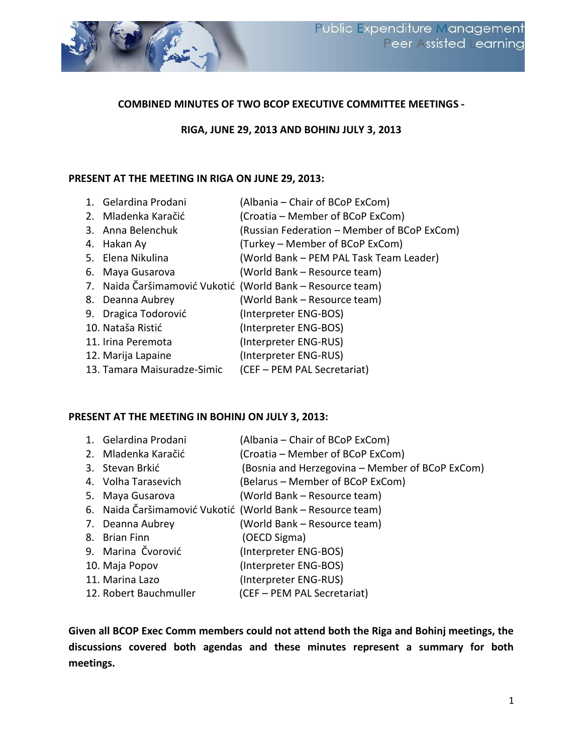**COMBINED MINUTES OF TWO BCOP EXECUTIVE COMMITTEE MEETINGS -**

**RIGA, JUNE 29, 2013 AND BOHINJ JULY 3, 2013**

**PRESENT AT THE MEETING IN RIGA ON JUNE 29, 2013:**

1. Gelardina Prodani (Albania – Chair of BCoP ExCom)
2. Mladenka Karačić (Croatia – Member of BCoP ExCom)
3. Anna Belenchuk (Russian Federation – Member of BCoP ExCom)
4. Hakan Ay (Turkey – Member of BCoP ExCom)
5. Elena Nikulina (World Bank – PEM PAL Task Team Leader)
6. Maya Gusarova (World Bank – Resource team)
7. Naida Čaršimamović Vukotić (World Bank – Resource team)
8. Deanna Aubrey (World Bank – Resource team)
9. Dragica Todorović (Interpreter ENG-BOS)
10. Nataša Ristić (Interpreter ENG-BOS)
11. Irina Peremota (Interpreter ENG-RUS)
12. Marija Lapaine (Interpreter ENG-RUS)
13. Tamara Maisuradze-Simic (CEF – PEM PAL Secretariat)

**PRESENT AT THE MEETING IN BOHINJ ON JULY 3, 2013:**

1. Gelardina Prodani (Albania – Chair of BCoP ExCom)
2. Mladenka Karačić (Croatia – Member of BCoP ExCom)
3. Stevan Brkić (Bosnia and Herzegovina – Member of BCoP ExCom)
4. Volha Tarasevich (Belarus – Member of BCoP ExCom)
5. Maya Gusarova (World Bank – Resource team)
6. Naida Čaršimamović Vukotić (World Bank – Resource team)
7. Deanna Aubrey (World Bank – Resource team)
8. Brian Finn (OECD Sigma)
9. Marina Čvorović (Interpreter ENG-BOS)
10. Maja Popov (Interpreter ENG-BOS)
11. Marina Lazo (Interpreter ENG-RUS)
12. Robert Bauchmuller (CEF – PEM PAL Secretariat)

**Given all BCOP Exec Comm members could not attend both the Riga and Bohinj meetings, the discussions covered both agendas and these minutes represent a summary for both meetings.**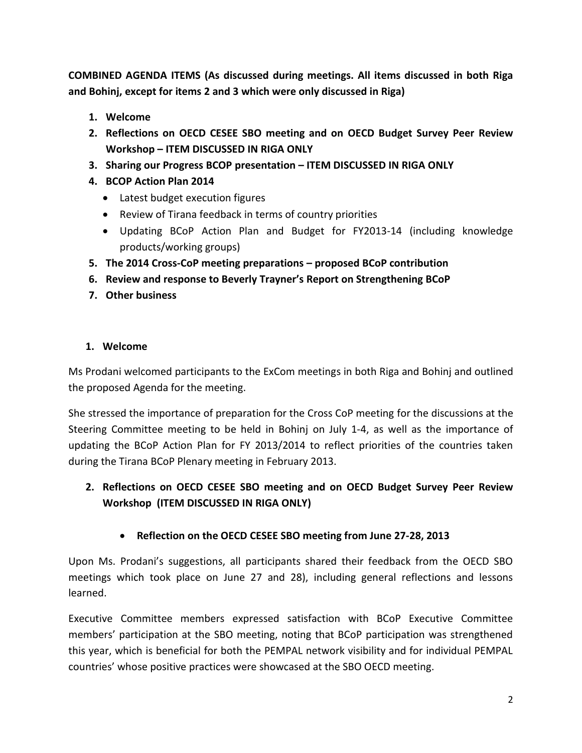**COMBINED AGENDA ITEMS (As discussed during meetings. All items discussed in both Riga and Bohinj, except for items 2 and 3 which were only discussed in Riga)**

1. **Welcome**
2. **Reflections on OECD CESEE SBO meeting and on OECD Budget Survey Peer Review Workshop – ITEM DISCUSSED IN RIGA ONLY**
3. **Sharing our Progress BCOP presentation – ITEM DISCUSSED IN RIGA ONLY**
4. **BCOP Action Plan 2014**
   - Latest budget execution figures
   - Review of Tirana feedback in terms of country priorities
   - Updating BCoP Action Plan and Budget for FY2013-14 (including knowledge products/working groups)
5. **The 2014 Cross-CoP meeting preparations – proposed BCoP contribution**
6. **Review and response to Beverly Trayner's Report on Strengthening BCoP**
7. **Other business**

## 1. Welcome

Ms Prodani welcomed participants to the ExCom meetings in both Riga and Bohinj and outlined the proposed Agenda for the meeting.

She stressed the importance of preparation for the Cross CoP meeting for the discussions at the Steering Committee meeting to be held in Bohinj on July 1-4, as well as the importance of updating the BCoP Action Plan for FY 2013/2014 to reflect priorities of the countries taken during the Tirana BCoP Plenary meeting in February 2013.

## 2. Reflections on OECD CESEE SBO meeting and on OECD Budget Survey Peer Review Workshop (ITEM DISCUSSED IN RIGA ONLY)

- **Reflection on the OECD CESEE SBO meeting from June 27-28, 2013**

Upon Ms. Prodani's suggestions, all participants shared their feedback from the OECD SBO meetings which took place on June 27 and 28), including general reflections and lessons learned.

Executive Committee members expressed satisfaction with BCoP Executive Committee members' participation at the SBO meeting, noting that BCoP participation was strengthened this year, which is beneficial for both the PEMPAL network visibility and for individual PEMPAL countries' whose positive practices were showcased at the SBO OECD meeting.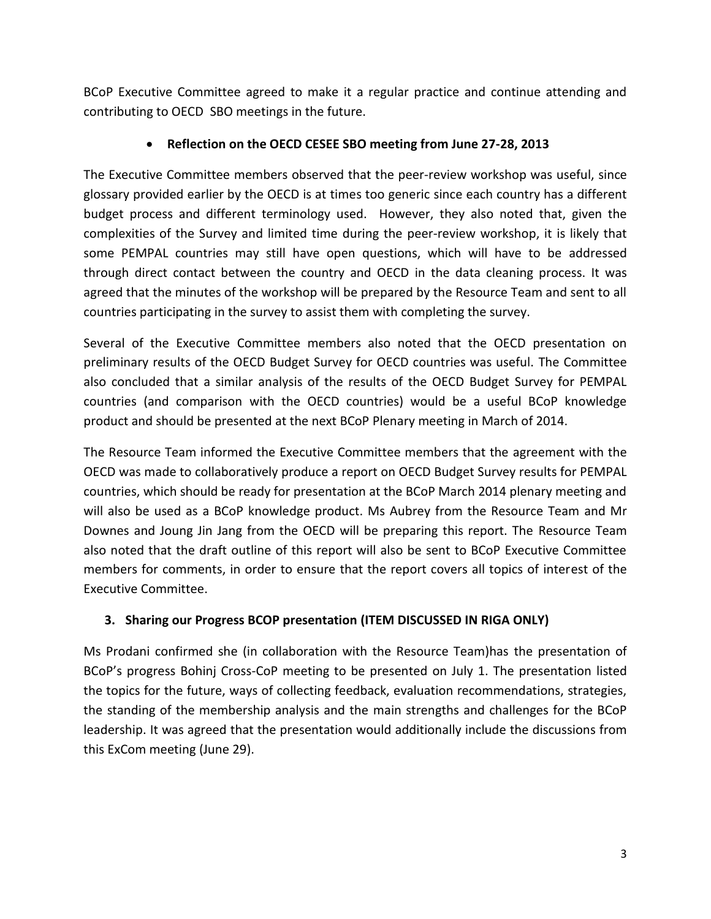BCoP Executive Committee agreed to make it a regular practice and continue attending and contributing to OECD SBO meetings in the future.

- **Reflection on the OECD CESEE SBO meeting from June 27-28, 2013**

The Executive Committee members observed that the peer-review workshop was useful, since glossary provided earlier by the OECD is at times too generic since each country has a different budget process and different terminology used. However, they also noted that, given the complexities of the Survey and limited time during the peer-review workshop, it is likely that some PEMPAL countries may still have open questions, which will have to be addressed through direct contact between the country and OECD in the data cleaning process. It was agreed that the minutes of the workshop will be prepared by the Resource Team and sent to all countries participating in the survey to assist them with completing the survey.

Several of the Executive Committee members also noted that the OECD presentation on preliminary results of the OECD Budget Survey for OECD countries was useful. The Committee also concluded that a similar analysis of the results of the OECD Budget Survey for PEMPAL countries (and comparison with the OECD countries) would be a useful BCoP knowledge product and should be presented at the next BCoP Plenary meeting in March of 2014.

The Resource Team informed the Executive Committee members that the agreement with the OECD was made to collaboratively produce a report on OECD Budget Survey results for PEMPAL countries, which should be ready for presentation at the BCoP March 2014 plenary meeting and will also be used as a BCoP knowledge product. Ms Aubrey from the Resource Team and Mr Downes and Joung Jin Jang from the OECD will be preparing this report. The Resource Team also noted that the draft outline of this report will also be sent to BCoP Executive Committee members for comments, in order to ensure that the report covers all topics of interest of the Executive Committee.

## 3. Sharing our Progress BCOP presentation (ITEM DISCUSSED IN RIGA ONLY)

Ms Prodani confirmed she (in collaboration with the Resource Team)has the presentation of BCoP's progress Bohinj Cross-CoP meeting to be presented on July 1. The presentation listed the topics for the future, ways of collecting feedback, evaluation recommendations, strategies, the standing of the membership analysis and the main strengths and challenges for the BCoP leadership. It was agreed that the presentation would additionally include the discussions from this ExCom meeting (June 29).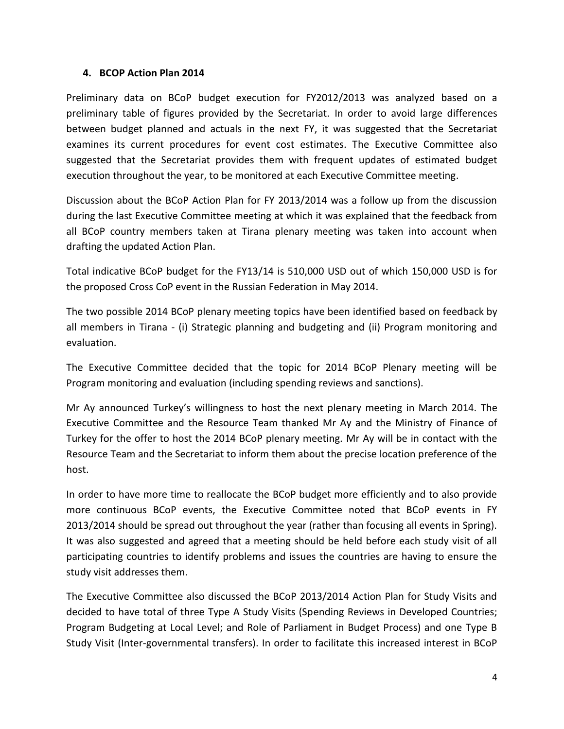## 4. BCOP Action Plan 2014

Preliminary data on BCoP budget execution for FY2012/2013 was analyzed based on a preliminary table of figures provided by the Secretariat. In order to avoid large differences between budget planned and actuals in the next FY, it was suggested that the Secretariat examines its current procedures for event cost estimates. The Executive Committee also suggested that the Secretariat provides them with frequent updates of estimated budget execution throughout the year, to be monitored at each Executive Committee meeting.

Discussion about the BCoP Action Plan for FY 2013/2014 was a follow up from the discussion during the last Executive Committee meeting at which it was explained that the feedback from all BCoP country members taken at Tirana plenary meeting was taken into account when drafting the updated Action Plan.

Total indicative BCoP budget for the FY13/14 is 510,000 USD out of which 150,000 USD is for the proposed Cross CoP event in the Russian Federation in May 2014.

The two possible 2014 BCoP plenary meeting topics have been identified based on feedback by all members in Tirana - (i) Strategic planning and budgeting and (ii) Program monitoring and evaluation.

The Executive Committee decided that the topic for 2014 BCoP Plenary meeting will be Program monitoring and evaluation (including spending reviews and sanctions).

Mr Ay announced Turkey's willingness to host the next plenary meeting in March 2014. The Executive Committee and the Resource Team thanked Mr Ay and the Ministry of Finance of Turkey for the offer to host the 2014 BCoP plenary meeting. Mr Ay will be in contact with the Resource Team and the Secretariat to inform them about the precise location preference of the host.

In order to have more time to reallocate the BCoP budget more efficiently and to also provide more continuous BCoP events, the Executive Committee noted that BCoP events in FY 2013/2014 should be spread out throughout the year (rather than focusing all events in Spring). It was also suggested and agreed that a meeting should be held before each study visit of all participating countries to identify problems and issues the countries are having to ensure the study visit addresses them.

The Executive Committee also discussed the BCoP 2013/2014 Action Plan for Study Visits and decided to have total of three Type A Study Visits (Spending Reviews in Developed Countries; Program Budgeting at Local Level; and Role of Parliament in Budget Process) and one Type B Study Visit (Inter-governmental transfers). In order to facilitate this increased interest in BCoP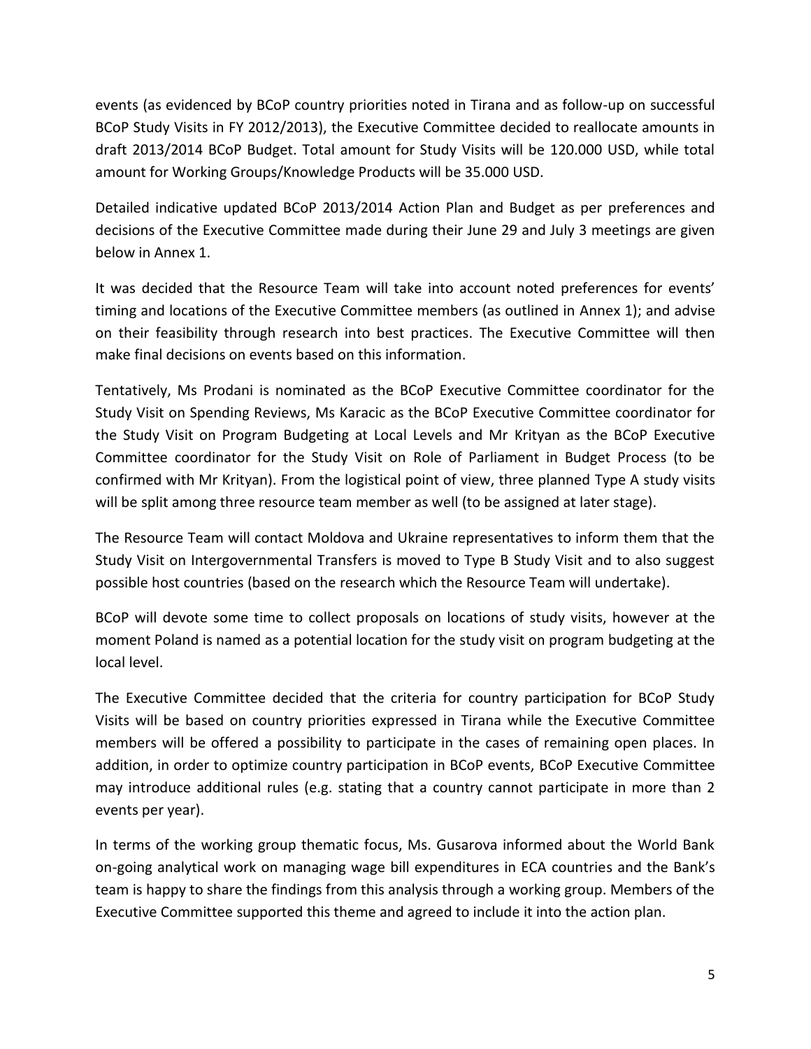events (as evidenced by BCoP country priorities noted in Tirana and as follow-up on successful BCoP Study Visits in FY 2012/2013), the Executive Committee decided to reallocate amounts in draft 2013/2014 BCoP Budget. Total amount for Study Visits will be 120.000 USD, while total amount for Working Groups/Knowledge Products will be 35.000 USD.

Detailed indicative updated BCoP 2013/2014 Action Plan and Budget as per preferences and decisions of the Executive Committee made during their June 29 and July 3 meetings are given below in Annex 1.

It was decided that the Resource Team will take into account noted preferences for events' timing and locations of the Executive Committee members (as outlined in Annex 1); and advise on their feasibility through research into best practices. The Executive Committee will then make final decisions on events based on this information.

Tentatively, Ms Prodani is nominated as the BCoP Executive Committee coordinator for the Study Visit on Spending Reviews, Ms Karacic as the BCoP Executive Committee coordinator for the Study Visit on Program Budgeting at Local Levels and Mr Krityan as the BCoP Executive Committee coordinator for the Study Visit on Role of Parliament in Budget Process (to be confirmed with Mr Krityan). From the logistical point of view, three planned Type A study visits will be split among three resource team member as well (to be assigned at later stage).

The Resource Team will contact Moldova and Ukraine representatives to inform them that the Study Visit on Intergovernmental Transfers is moved to Type B Study Visit and to also suggest possible host countries (based on the research which the Resource Team will undertake).

BCoP will devote some time to collect proposals on locations of study visits, however at the moment Poland is named as a potential location for the study visit on program budgeting at the local level.

The Executive Committee decided that the criteria for country participation for BCoP Study Visits will be based on country priorities expressed in Tirana while the Executive Committee members will be offered a possibility to participate in the cases of remaining open places. In addition, in order to optimize country participation in BCoP events, BCoP Executive Committee may introduce additional rules (e.g. stating that a country cannot participate in more than 2 events per year).

In terms of the working group thematic focus, Ms. Gusarova informed about the World Bank on-going analytical work on managing wage bill expenditures in ECA countries and the Bank's team is happy to share the findings from this analysis through a working group. Members of the Executive Committee supported this theme and agreed to include it into the action plan.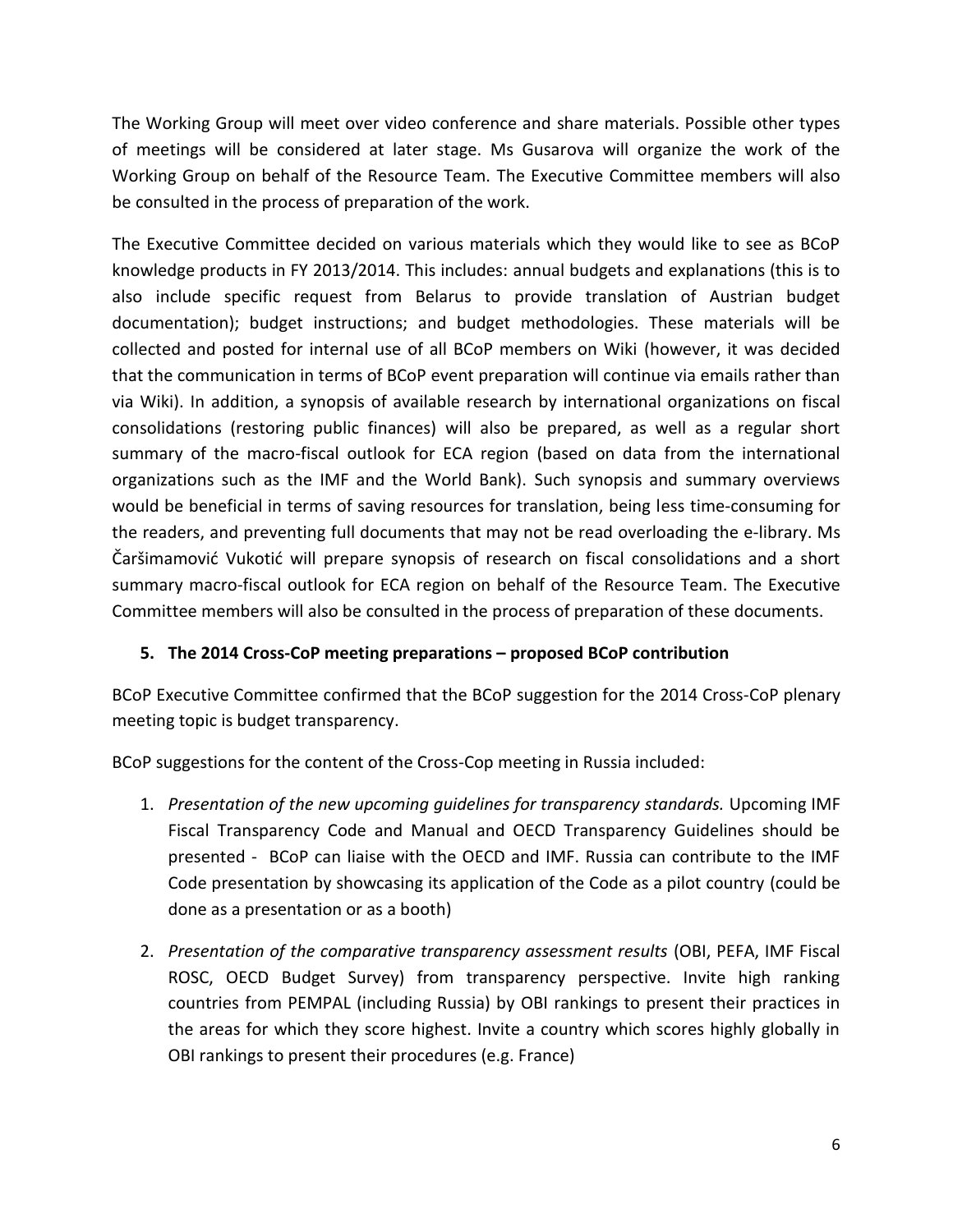The Working Group will meet over video conference and share materials. Possible other types of meetings will be considered at later stage. Ms Gusarova will organize the work of the Working Group on behalf of the Resource Team. The Executive Committee members will also be consulted in the process of preparation of the work.

The Executive Committee decided on various materials which they would like to see as BCoP knowledge products in FY 2013/2014. This includes: annual budgets and explanations (this is to also include specific request from Belarus to provide translation of Austrian budget documentation); budget instructions; and budget methodologies. These materials will be collected and posted for internal use of all BCoP members on Wiki (however, it was decided that the communication in terms of BCoP event preparation will continue via emails rather than via Wiki). In addition, a synopsis of available research by international organizations on fiscal consolidations (restoring public finances) will also be prepared, as well as a regular short summary of the macro-fiscal outlook for ECA region (based on data from the international organizations such as the IMF and the World Bank). Such synopsis and summary overviews would be beneficial in terms of saving resources for translation, being less time-consuming for the readers, and preventing full documents that may not be read overloading the e-library. Ms Čaršimamović Vukotić will prepare synopsis of research on fiscal consolidations and a short summary macro-fiscal outlook for ECA region on behalf of the Resource Team. The Executive Committee members will also be consulted in the process of preparation of these documents.

## 5. The 2014 Cross-CoP meeting preparations – proposed BCoP contribution

BCoP Executive Committee confirmed that the BCoP suggestion for the 2014 Cross-CoP plenary meeting topic is budget transparency.

BCoP suggestions for the content of the Cross-Cop meeting in Russia included:

1. *Presentation of the new upcoming guidelines for transparency standards.* Upcoming IMF Fiscal Transparency Code and Manual and OECD Transparency Guidelines should be presented - BCoP can liaise with the OECD and IMF. Russia can contribute to the IMF Code presentation by showcasing its application of the Code as a pilot country (could be done as a presentation or as a booth)

2. *Presentation of the comparative transparency assessment results* (OBI, PEFA, IMF Fiscal ROSC, OECD Budget Survey) from transparency perspective. Invite high ranking countries from PEMPAL (including Russia) by OBI rankings to present their practices in the areas for which they score highest. Invite a country which scores highly globally in OBI rankings to present their procedures (e.g. France)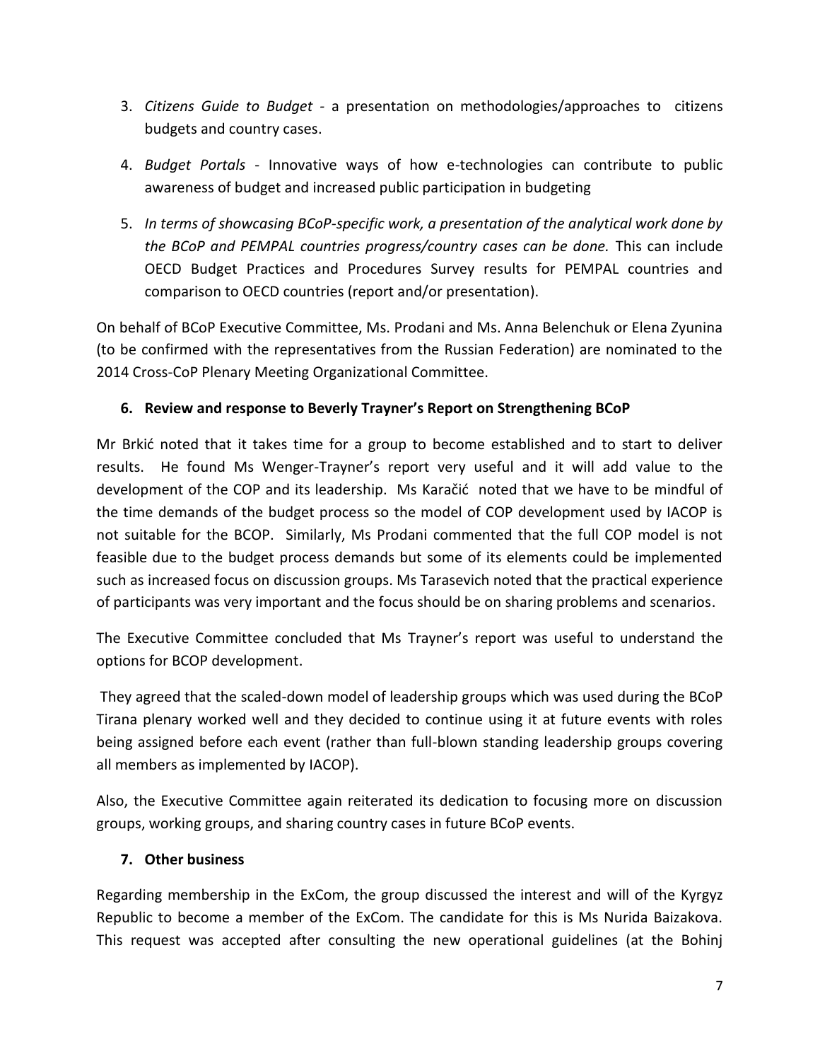3. *Citizens Guide to Budget* - a presentation on methodologies/approaches to citizens budgets and country cases.

4. *Budget Portals* - Innovative ways of how e-technologies can contribute to public awareness of budget and increased public participation in budgeting

5. *In terms of showcasing BCoP-specific work, a presentation of the analytical work done by the BCoP and PEMPAL countries progress/country cases can be done.* This can include OECD Budget Practices and Procedures Survey results for PEMPAL countries and comparison to OECD countries (report and/or presentation).

On behalf of BCoP Executive Committee, Ms. Prodani and Ms. Anna Belenchuk or Elena Zyunina (to be confirmed with the representatives from the Russian Federation) are nominated to the 2014 Cross-CoP Plenary Meeting Organizational Committee.

## 6. Review and response to Beverly Trayner's Report on Strengthening BCoP

Mr Brkić noted that it takes time for a group to become established and to start to deliver results. He found Ms Wenger-Trayner's report very useful and it will add value to the development of the COP and its leadership. Ms Karačić noted that we have to be mindful of the time demands of the budget process so the model of COP development used by IACOP is not suitable for the BCOP. Similarly, Ms Prodani commented that the full COP model is not feasible due to the budget process demands but some of its elements could be implemented such as increased focus on discussion groups. Ms Tarasevich noted that the practical experience of participants was very important and the focus should be on sharing problems and scenarios.

The Executive Committee concluded that Ms Trayner's report was useful to understand the options for BCOP development.

They agreed that the scaled-down model of leadership groups which was used during the BCoP Tirana plenary worked well and they decided to continue using it at future events with roles being assigned before each event (rather than full-blown standing leadership groups covering all members as implemented by IACOP).

Also, the Executive Committee again reiterated its dedication to focusing more on discussion groups, working groups, and sharing country cases in future BCoP events.

## 7. Other business

Regarding membership in the ExCom, the group discussed the interest and will of the Kyrgyz Republic to become a member of the ExCom. The candidate for this is Ms Nurida Baizakova. This request was accepted after consulting the new operational guidelines (at the Bohinj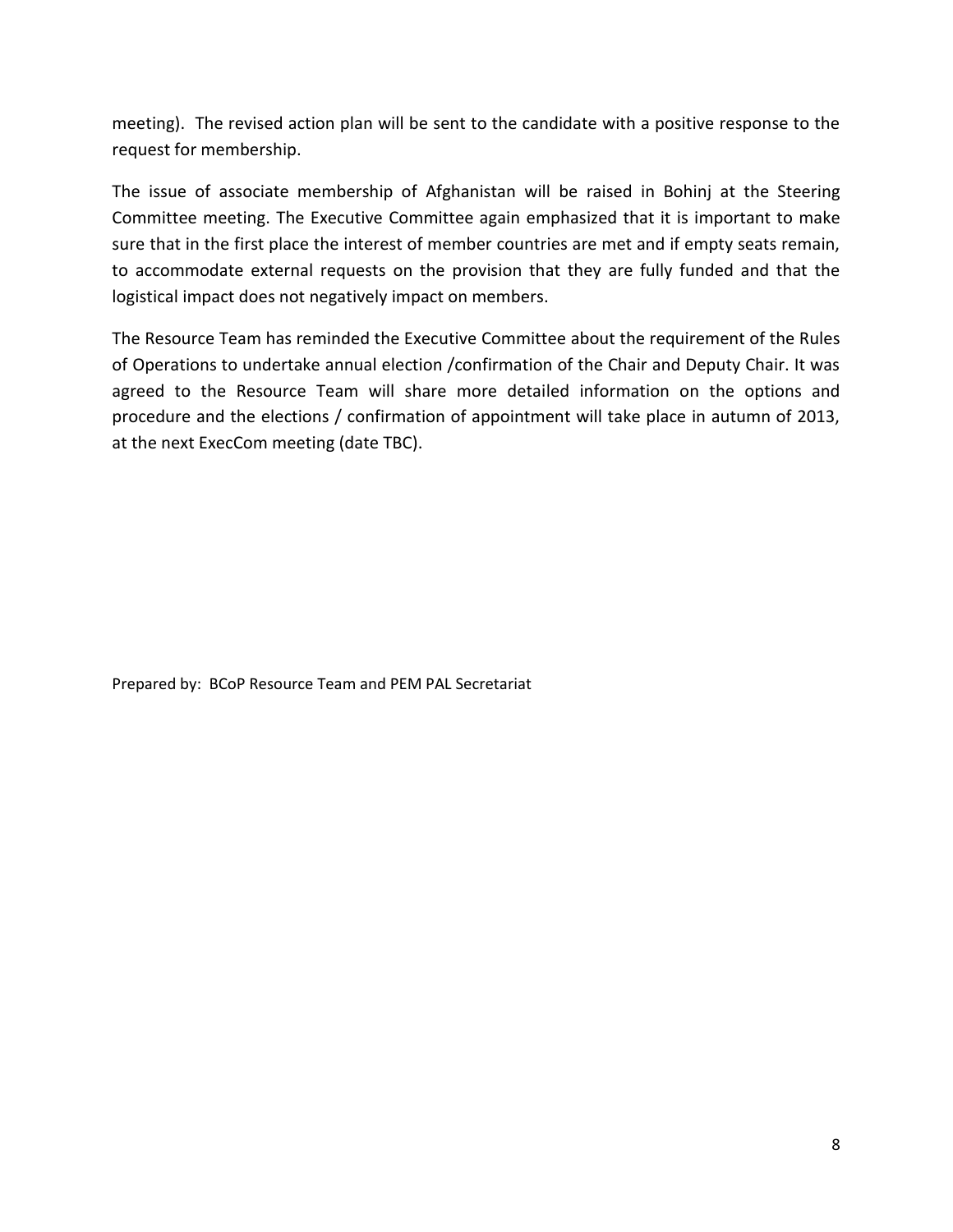meeting). The revised action plan will be sent to the candidate with a positive response to the request for membership.

The issue of associate membership of Afghanistan will be raised in Bohinj at the Steering Committee meeting. The Executive Committee again emphasized that it is important to make sure that in the first place the interest of member countries are met and if empty seats remain, to accommodate external requests on the provision that they are fully funded and that the logistical impact does not negatively impact on members.

The Resource Team has reminded the Executive Committee about the requirement of the Rules of Operations to undertake annual election /confirmation of the Chair and Deputy Chair. It was agreed to the Resource Team will share more detailed information on the options and procedure and the elections / confirmation of appointment will take place in autumn of 2013, at the next ExecCom meeting (date TBC).

Prepared by: BCoP Resource Team and PEM PAL Secretariat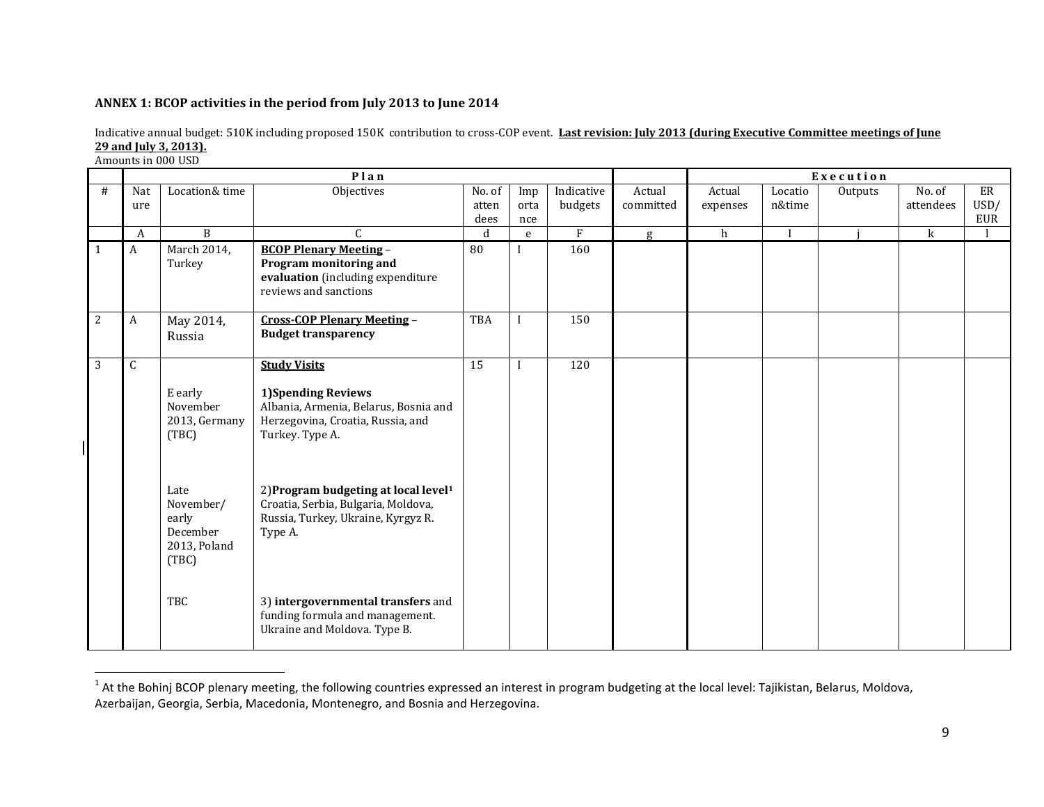### ANNEX 1: BCOP activities in the period from July 2013 to June 2014

Indicative annual budget: 510K including proposed 150K contribution to cross-COP event. **Last revision: July 2013 (during Executive Committee meetings of June 29 and July 3, 2013).**

Amounts in 000 USD

| | Plan | | | | | | | | Execution | | | | |
|---|---|---|---|---|---|---|---|---|---|---|---|---|---|
| # | Nature | Location& time | Objectives | No. of attendees | Importance | Indicative budgets | Actual committed | Actual expenses | Location&time | Outputs | No. of attendees | ER USD/ EUR |
| | A | B | C | d | e | F | g | h | I | j | k | l |
| 1 | A | March 2014, Turkey | **BCOP Plenary Meeting – Program monitoring and evaluation** (including expenditure reviews and sanctions | 80 | I | 160 | | | | | | |
| 2 | A | May 2014, Russia | **Cross-COP Plenary Meeting – Budget transparency** | TBA | I | 150 | | | | | | |
| 3 | C | | **Study Visits** | 15 | I | 120 | | | | | | |
| | | E early November 2013, Germany (TBC) | **1) Spending Reviews** Albania, Armenia, Belarus, Bosnia and Herzegovina, Croatia, Russia, and Turkey. Type A. | | | | | | | | | |
| | | Late November/ early December 2013, Poland (TBC) | 2) **Program budgeting at local level**[1] Croatia, Serbia, Bulgaria, Moldova, Russia, Turkey, Ukraine, Kyrgyz R. Type A. | | | | | | | | | |
| | | TBC | 3) **intergovernmental transfers** and funding formula and management. Ukraine and Moldova. Type B. | | | | | | | | | |

[1] At the Bohinj BCOP plenary meeting, the following countries expressed an interest in program budgeting at the local level: Tajikistan, Belarus, Moldova, Azerbaijan, Georgia, Serbia, Macedonia, Montenegro, and Bosnia and Herzegovina.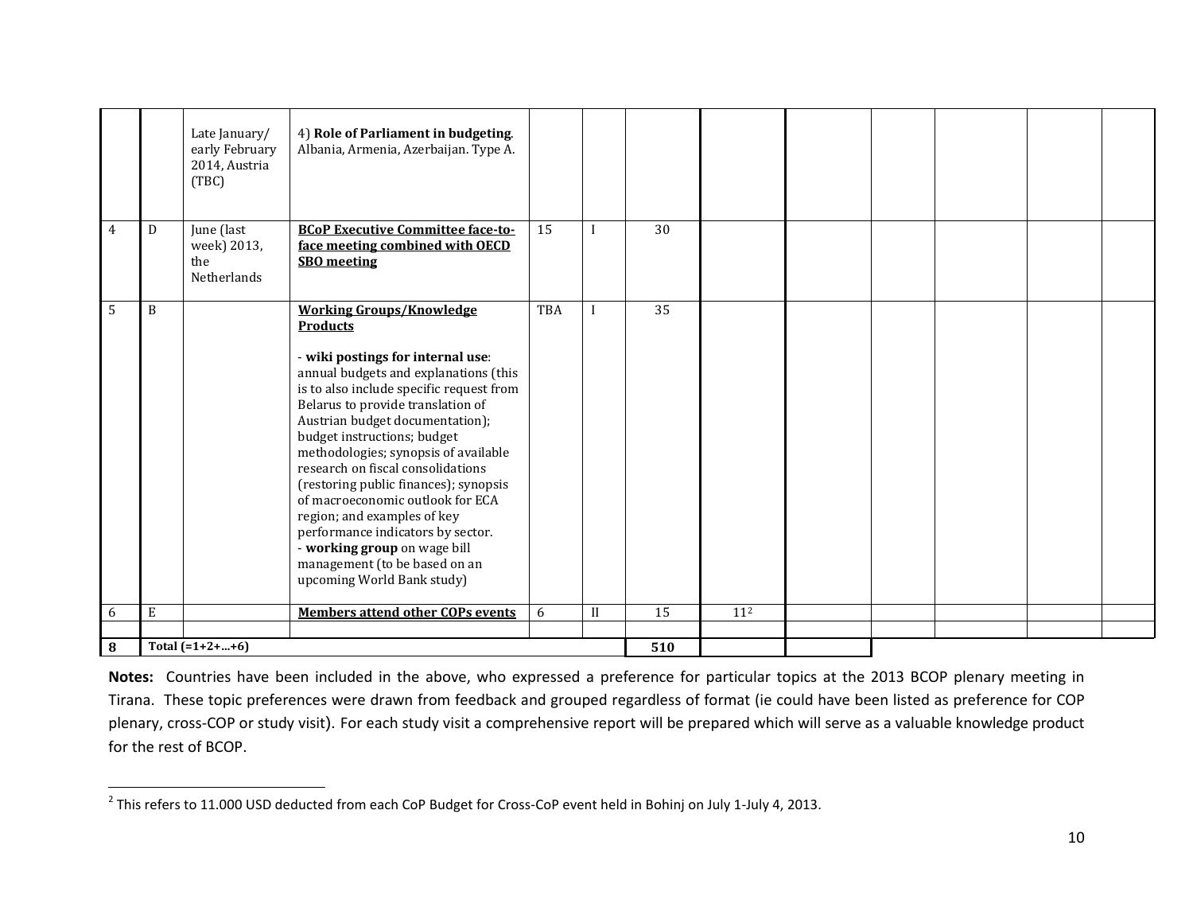| | | | | | | | | | | | | |
|---|---|---|---|---|---|---|---|---|---|---|---|---|
| | | Late January/ early February 2014, Austria (TBC) | 4) **Role of Parliament in budgeting**. Albania, Armenia, Azerbaijan. Type A. | | | | | | | | | |
| 4 | D | June (last week) 2013, the Netherlands | **BCoP Executive Committee face-to-face meeting combined with OECD SBO meeting** | 15 | I | 30 | | | | | | |
| 5 | B | | **Working Groups/Knowledge Products**<br><br>- **wiki postings for internal use**: annual budgets and explanations (this is to also include specific request from Belarus to provide translation of Austrian budget documentation); budget instructions; budget methodologies; synopsis of available research on fiscal consolidations (restoring public finances); synopsis of macroeconomic outlook for ECA region; and examples of key performance indicators by sector.<br>- **working group** on wage bill management (to be based on an upcoming World Bank study) | TBA | I | 35 | | | | | | |
| 6 | E | | **Members attend other COPs events** | 6 | II | 15 | 11[2] | | | | | |
| | | | | | | | | | | | | |
| **8** | **Total (=1+2+…+6)** | | | | | **510** | | | | | | |

**Notes:** Countries have been included in the above, who expressed a preference for particular topics at the 2013 BCOP plenary meeting in Tirana. These topic preferences were drawn from feedback and grouped regardless of format (ie could have been listed as preference for COP plenary, cross-COP or study visit). For each study visit a comprehensive report will be prepared which will serve as a valuable knowledge product for the rest of BCOP.

[2] This refers to 11.000 USD deducted from each CoP Budget for Cross-CoP event held in Bohinj on July 1-July 4, 2013.